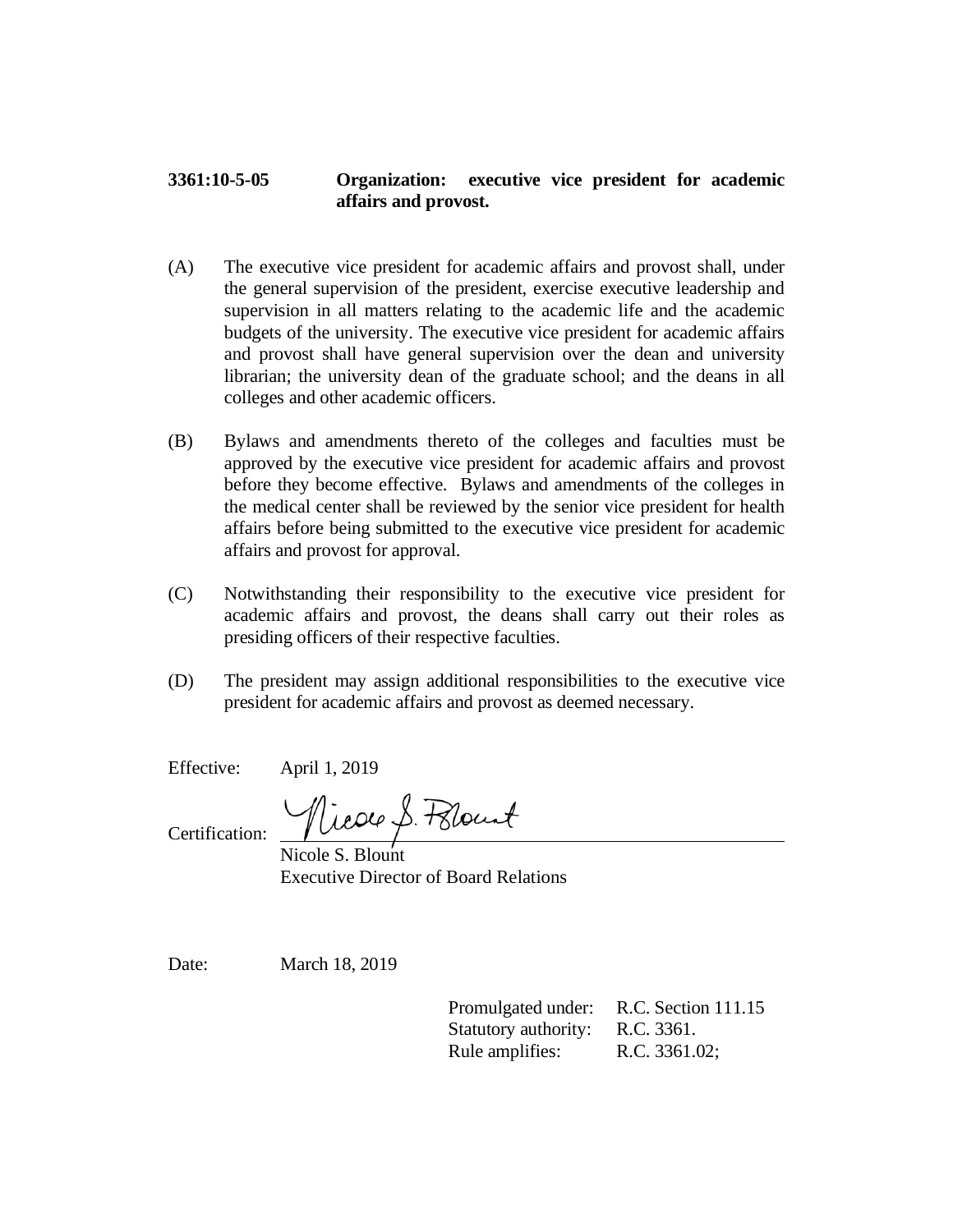**3361:10-5-05 Organization: executive vice president for academic affairs and provost.**

(A) The executive vice president for academic affairs and provost shall, under the general supervision of the president, exercise executive leadership and supervision in all matters relating to the academic life and the academic budgets of the university. The executive vice president for academic affairs and provost shall have general supervision over the dean and university librarian; the university dean of the graduate school; and the deans in all colleges and other academic officers.

(B) Bylaws and amendments thereto of the colleges and faculties must be approved by the executive vice president for academic affairs and provost before they become effective. Bylaws and amendments of the colleges in the medical center shall be reviewed by the senior vice president for health affairs before being submitted to the executive vice president for academic affairs and provost for approval.

(C) Notwithstanding their responsibility to the executive vice president for academic affairs and provost, the deans shall carry out their roles as presiding officers of their respective faculties.

(D) The president may assign additional responsibilities to the executive vice president for academic affairs and provost as deemed necessary.

Effective: April 1, 2019

Certification: Nicole S. Blount

Nicole S. Blount
Executive Director of Board Relations

Date: March 18, 2019

Promulgated under: R.C. Section 111.15
Statutory authority: R.C. 3361.
Rule amplifies: R.C. 3361.02;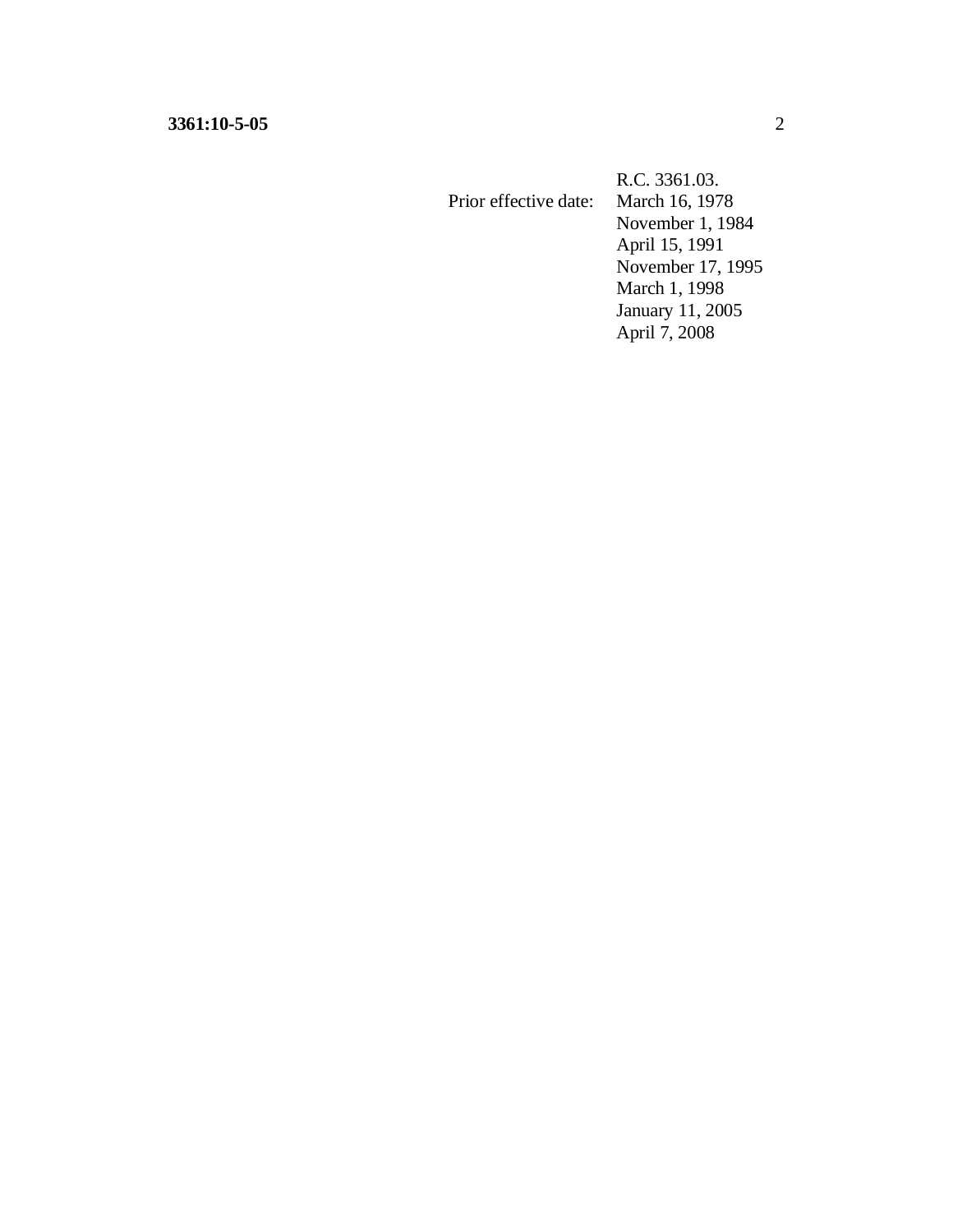R.C. 3361.03.

Prior effective date: March 16, 1978
November 1, 1984
April 15, 1991
November 17, 1995
March 1, 1998
January 11, 2005
April 7, 2008